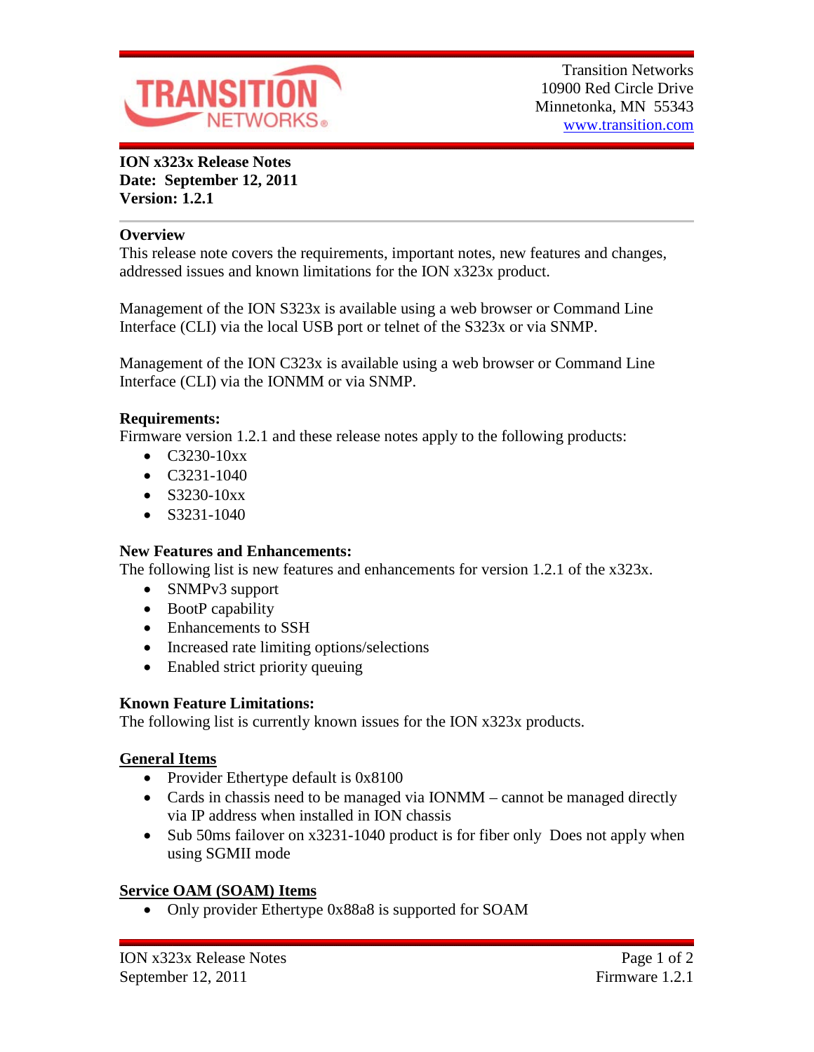Transition Networks
10900 Red Circle Drive
Minnetonka, MN 55343
www.transition.com

**ION x323x Release Notes**
**Date: September 12, 2011**
**Version: 1.2.1**

## Overview

This release note covers the requirements, important notes, new features and changes, addressed issues and known limitations for the ION x323x product.

Management of the ION S323x is available using a web browser or Command Line Interface (CLI) via the local USB port or telnet of the S323x or via SNMP.

Management of the ION C323x is available using a web browser or Command Line Interface (CLI) via the IONMM or via SNMP.

## Requirements:

Firmware version 1.2.1 and these release notes apply to the following products:

- C3230-10xx
- C3231-1040
- S3230-10xx
- S3231-1040

## New Features and Enhancements:

The following list is new features and enhancements for version 1.2.1 of the x323x.

- SNMPv3 support
- BootP capability
- Enhancements to SSH
- Increased rate limiting options/selections
- Enabled strict priority queuing

## Known Feature Limitations:

The following list is currently known issues for the ION x323x products.

### General Items

- Provider Ethertype default is 0x8100
- Cards in chassis need to be managed via IONMM – cannot be managed directly via IP address when installed in ION chassis
- Sub 50ms failover on x3231-1040 product is for fiber only Does not apply when using SGMII mode

### Service OAM (SOAM) Items

- Only provider Ethertype 0x88a8 is supported for SOAM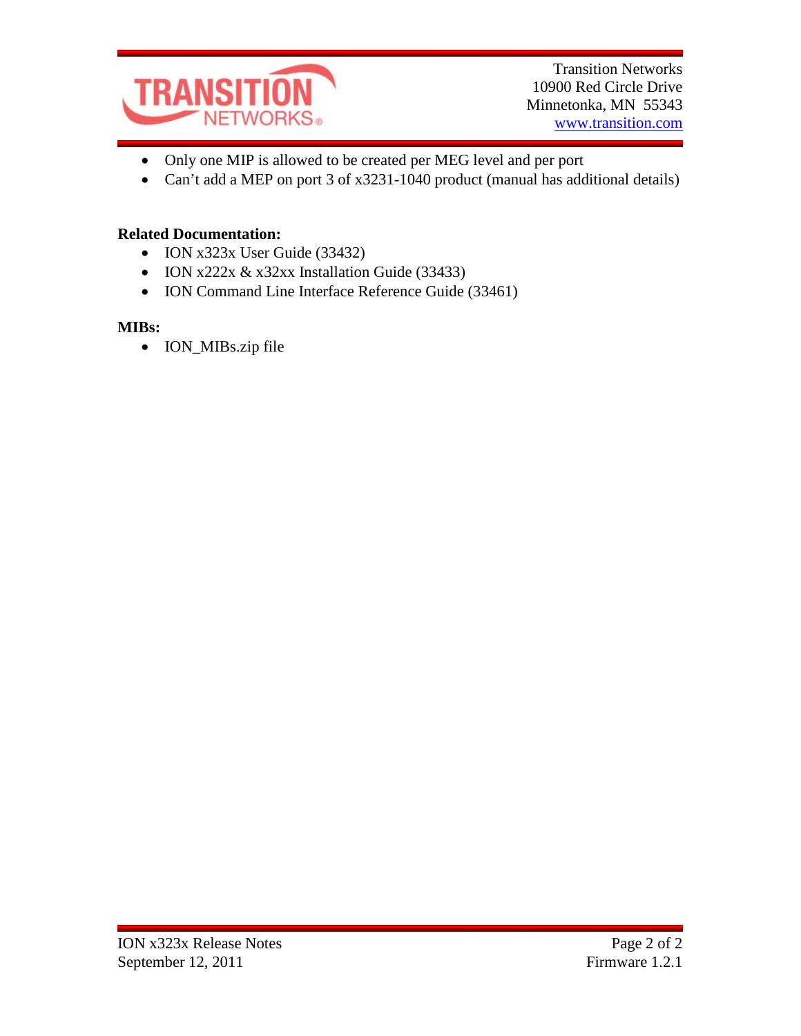- Only one MIP is allowed to be created per MEG level and per port
- Can't add a MEP on port 3 of x3231-1040 product (manual has additional details)

**Related Documentation:**

- ION x323x User Guide (33432)
- ION x222x & x32xx Installation Guide (33433)
- ION Command Line Interface Reference Guide (33461)

**MIBs:**

- ION_MIBs.zip file